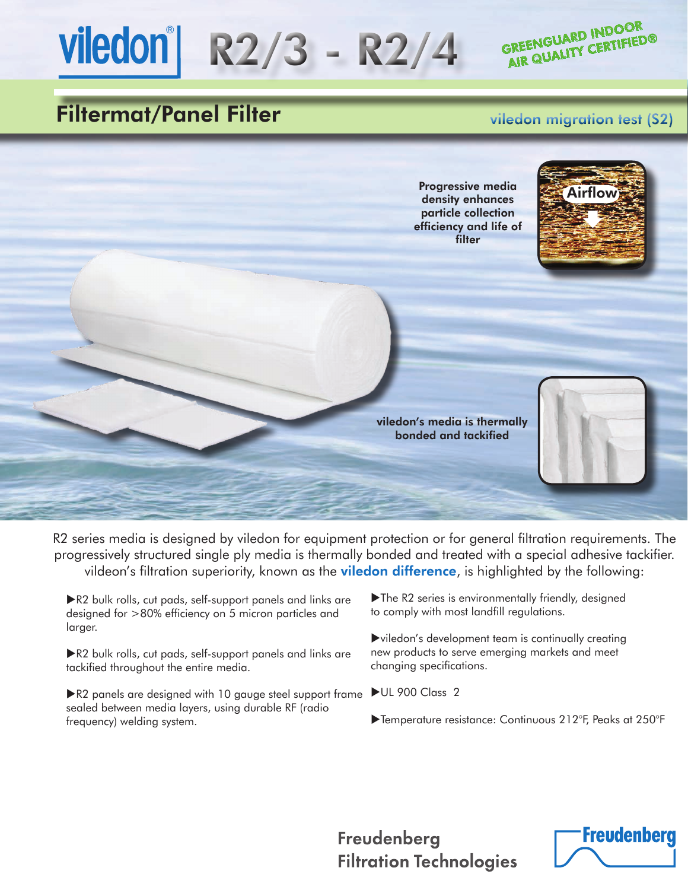# viledon® | R2/3 - R2/4

GREENGUARD INDOOR AIR QUALITY CERTIFIED®

## Filtermat/Panel Filter

viledon migration test (S2)

Progressive media density enhances particle collection efficiency and life of filter

Airflow

viledon's media is thermally bonded and tackified

R2 series media is designed by viledon for equipment protection or for general filtration requirements. The progressively structured single ply media is thermally bonded and treated with a special adhesive tackifier. vildeon's filtration superiority, known as the **viledon difference**, is highlighted by the following:

- R2 bulk rolls, cut pads, self-support panels and links are designed for >80% efficiency on 5 micron particles and larger.
- R2 bulk rolls, cut pads, self-support panels and links are tackified throughout the entire media.
- R2 panels are designed with 10 gauge steel support frame sealed between media layers, using durable RF (radio frequency) welding system.
- The R2 series is environmentally friendly, designed to comply with most landfill regulations.
- viledon's development team is continually creating new products to serve emerging markets and meet changing specifications.
- UL 900 Class 2
- Temperature resistance: Continuous 212°F, Peaks at 250°F

Freudenberg Filtration Technologies

Freudenberg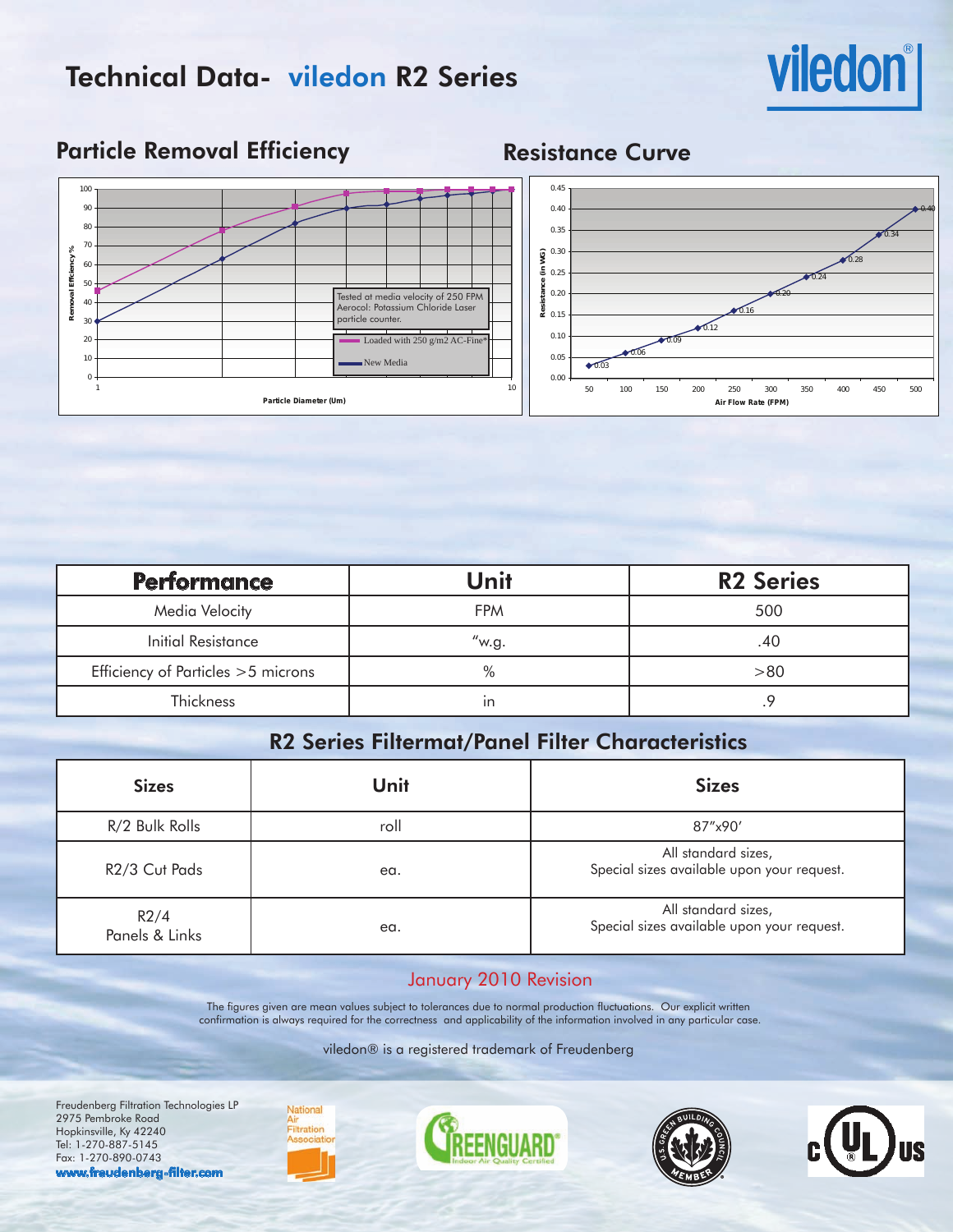# Technical Data- viledon R2 Series

viledon®

## Particle Removal Efficiency

Removal Efficiency %

100
90
80
70
60
50
40
30
20
10
0

1
10

Particle Diameter (Um)

Tested at media velocity of 250 FPM
Aerocol: Potassium Chloride Laser particle counter.

Loaded with 250 g/m2 AC-Fine
New Media

## Resistance Curve

Resistance (in WG)

0.45
0.40
0.35
0.30
0.25
0.20
0.15
0.10
0.05
0.00

50 100 150 200 250 300 350 400 450 500

Air Flow Rate (FPM)

0.03
0.06
0.09
0.12
0.16
0.20
0.24
0.28
0.34
0.40

| Performance | Unit | R2 Series |
|---|---|---|
| Media Velocity | FPM | 500 |
| Initial Resistance | "w.g. | .40 |
| Efficiency of Particles >5 microns | % | >80 |
| Thickness | in | .9 |

## R2 Series Filtermat/Panel Filter Characteristics

| Sizes | Unit | Sizes |
|---|---|---|
| R/2 Bulk Rolls | roll | 87"x90' |
| R2/3 Cut Pads | ea. | All standard sizes, Special sizes available upon your request. |
| R2/4 Panels & Links | ea. | All standard sizes, Special sizes available upon your request. |

January 2010 Revision

The figures given are mean values subject to tolerances due to normal production fluctuations. Our explicit written confirmation is always required for the correctness and applicability of the information involved in any particular case.

viledon® is a registered trademark of Freudenberg

Freudenberg Filtration Technologies LP
2975 Pembroke Road
Hopkinsville, Ky 42240
Tel: 1-270-887-5145
Fax: 1-270-890-0743
www.freudenberg-filter.com

National Air Filtration Association

GREENGUARD Indoor Air Quality Certified

U.S. Green Building Council Member

c UL us